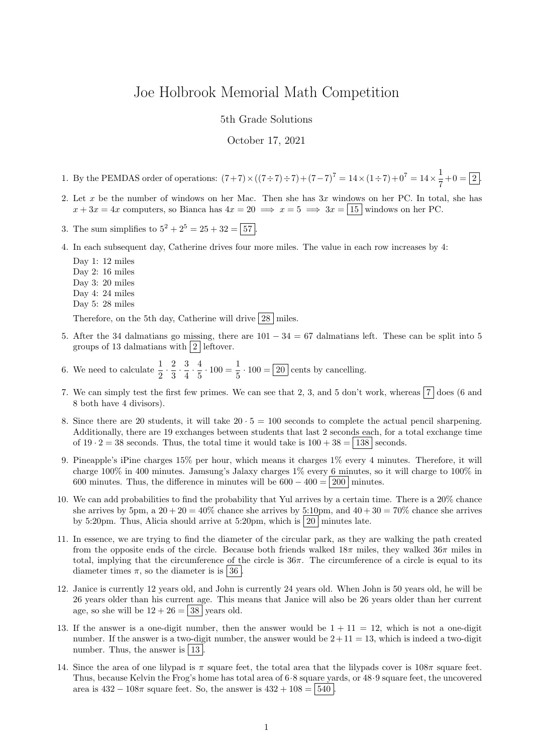# Joe Holbrook Memorial Math Competition

5th Grade Solutions

October 17, 2021

1. By the PEMDAS order of operations: $(7+7)\times((7\div7)\div7)+(7-7)^7 = 14\times(1\div7)+0^7 = 14\times\frac{1}{7}+0 = \boxed{2}$.

2. Let $x$ be the number of windows on her Mac. Then she has $3x$ windows on her PC. In total, she has $x+3x=4x$ computers, so Bianca has $4x=20 \implies x=5 \implies 3x=\boxed{15}$ windows on her PC.

3. The sum simplifies to $5^2+2^5=25+32=\boxed{57}$.

4. In each subsequent day, Catherine drives four more miles. The value in each row increases by 4:

   Day 1: 12 miles
   Day 2: 16 miles
   Day 3: 20 miles
   Day 4: 24 miles
   Day 5: 28 miles

   Therefore, on the 5th day, Catherine will drive $\boxed{28}$ miles.

5. After the 34 dalmatians go missing, there are $101-34=67$ dalmatians left. These can be split into 5 groups of 13 dalmatians with $\boxed{2}$ leftover.

6. We need to calculate $\frac{1}{2}\cdot\frac{2}{3}\cdot\frac{3}{4}\cdot\frac{4}{5}\cdot100=\frac{1}{5}\cdot100=\boxed{20}$ cents by cancelling.

7. We can simply test the first few primes. We can see that 2, 3, and 5 don't work, whereas $\boxed{7}$ does (6 and 8 both have 4 divisors).

8. Since there are 20 students, it will take $20\cdot5=100$ seconds to complete the actual pencil sharpening. Additionally, there are 19 exchanges between students that last 2 seconds each, for a total exchange time of $19\cdot2=38$ seconds. Thus, the total time it would take is $100+38=\boxed{138}$ seconds.

9. Pineapple's iPine charges 15% per hour, which means it charges 1% every 4 minutes. Therefore, it will charge 100% in 400 minutes. Jamsung's Jalaxy charges 1% every 6 minutes, so it will charge to 100% in 600 minutes. Thus, the difference in minutes will be $600-400=\boxed{200}$ minutes.

10. We can add probabilities to find the probability that Yul arrives by a certain time. There is a 20% chance she arrives by 5pm, a $20+20=40\%$ chance she arrives by 5:10pm, and $40+30=70\%$ chance she arrives by 5:20pm. Thus, Alicia should arrive at 5:20pm, which is $\boxed{20}$ minutes late.

11. In essence, we are trying to find the diameter of the circular park, as they are walking the path created from the opposite ends of the circle. Because both friends walked $18\pi$ miles, they walked $36\pi$ miles in total, implying that the circumference of the circle is $36\pi$. The circumference of a circle is equal to its diameter times $\pi$, so the diameter is is $\boxed{36}$.

12. Janice is currently 12 years old, and John is currently 24 years old. When John is 50 years old, he will be 26 years older than his current age. This means that Janice will also be 26 years older than her current age, so she will be $12+26=\boxed{38}$ years old.

13. If the answer is a one-digit number, then the answer would be $1+11=12$, which is not a one-digit number. If the answer is a two-digit number, the answer would be $2+11=13$, which is indeed a two-digit number. Thus, the answer is $\boxed{13}$.

14. Since the area of one lilypad is $\pi$ square feet, the total area that the lilypads cover is $108\pi$ square feet. Thus, because Kelvin the Frog's home has total area of $6\cdot8$ square yards, or $48\cdot9$ square feet, the uncovered area is $432-108\pi$ square feet. So, the answer is $432+108=\boxed{540}$.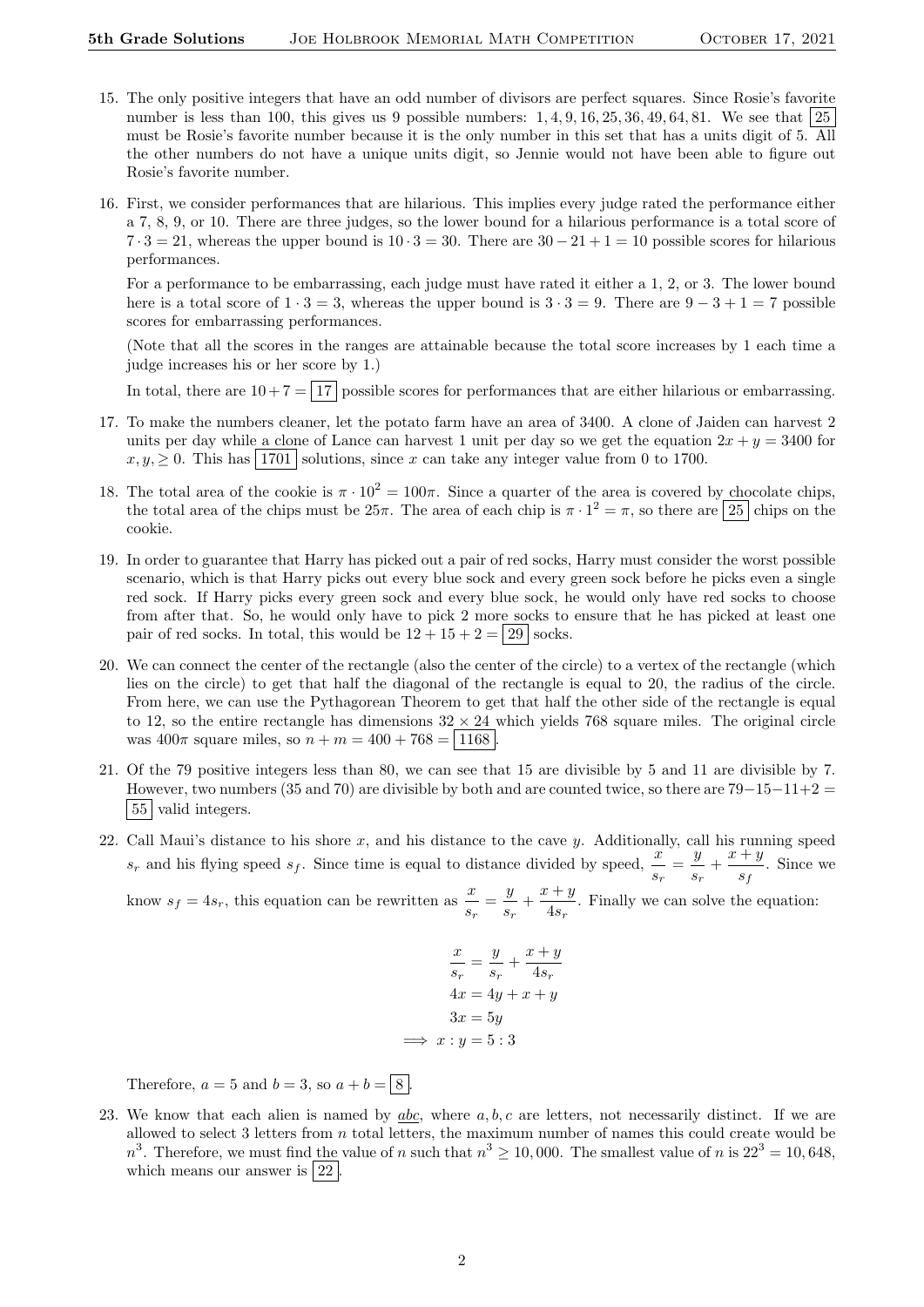15. The only positive integers that have an odd number of divisors are perfect squares. Since Rosie's favorite number is less than 100, this gives us 9 possible numbers: $1, 4, 9, 16, 25, 36, 49, 64, 81$. We see that $\boxed{25}$ must be Rosie's favorite number because it is the only number in this set that has a units digit of 5. All the other numbers do not have a unique units digit, so Jennie would not have been able to figure out Rosie's favorite number.

16. First, we consider performances that are hilarious. This implies every judge rated the performance either a 7, 8, 9, or 10. There are three judges, so the lower bound for a hilarious performance is a total score of $7 \cdot 3 = 21$, whereas the upper bound is $10 \cdot 3 = 30$. There are $30 - 21 + 1 = 10$ possible scores for hilarious performances.

    For a performance to be embarrassing, each judge must have rated it either a 1, 2, or 3. The lower bound here is a total score of $1 \cdot 3 = 3$, whereas the upper bound is $3 \cdot 3 = 9$. There are $9 - 3 + 1 = 7$ possible scores for embarrassing performances.

    (Note that all the scores in the ranges are attainable because the total score increases by 1 each time a judge increases his or her score by 1.)

    In total, there are $10 + 7 = \boxed{17}$ possible scores for performances that are either hilarious or embarrassing.

17. To make the numbers cleaner, let the potato farm have an area of 3400. A clone of Jaiden can harvest 2 units per day while a clone of Lance can harvest 1 unit per day so we get the equation $2x + y = 3400$ for $x, y, \geq 0$. This has $\boxed{1701}$ solutions, since $x$ can take any integer value from 0 to 1700.

18. The total area of the cookie is $\pi \cdot 10^2 = 100\pi$. Since a quarter of the area is covered by chocolate chips, the total area of the chips must be $25\pi$. The area of each chip is $\pi \cdot 1^2 = \pi$, so there are $\boxed{25}$ chips on the cookie.

19. In order to guarantee that Harry has picked out a pair of red socks, Harry must consider the worst possible scenario, which is that Harry picks out every blue sock and every green sock before he picks even a single red sock. If Harry picks every green sock and every blue sock, he would only have red socks to choose from after that. So, he would only have to pick 2 more socks to ensure that he has picked at least one pair of red socks. In total, this would be $12 + 15 + 2 = \boxed{29}$ socks.

20. We can connect the center of the rectangle (also the center of the circle) to a vertex of the rectangle (which lies on the circle) to get that half the diagonal of the rectangle is equal to 20, the radius of the circle. From here, we can use the Pythagorean Theorem to get that half the other side of the rectangle is equal to 12, so the entire rectangle has dimensions $32 \times 24$ which yields 768 square miles. The original circle was $400\pi$ square miles, so $n + m = 400 + 768 = \boxed{1168}$.

21. Of the 79 positive integers less than 80, we can see that 15 are divisible by 5 and 11 are divisible by 7. However, two numbers (35 and 70) are divisible by both and are counted twice, so there are $79 - 15 - 11 + 2 = \boxed{55}$ valid integers.

22. Call Maui's distance to his shore $x$, and his distance to the cave $y$. Additionally, call his running speed $s_r$ and his flying speed $s_f$. Since time is equal to distance divided by speed, $\frac{x}{s_r} = \frac{y}{s_r} + \frac{x+y}{s_f}$. Since we know $s_f = 4s_r$, this equation can be rewritten as $\frac{x}{s_r} = \frac{y}{s_r} + \frac{x+y}{4s_r}$. Finally we can solve the equation:

$$\begin{aligned}
\frac{x}{s_r} &= \frac{y}{s_r} + \frac{x+y}{4s_r} \\
4x &= 4y + x + y \\
3x &= 5y \\
\implies x : y &= 5 : 3
\end{aligned}$$

    Therefore, $a = 5$ and $b = 3$, so $a + b = \boxed{8}$.

23. We know that each alien is named by $\underline{abc}$, where $a, b, c$ are letters, not necessarily distinct. If we are allowed to select 3 letters from $n$ total letters, the maximum number of names this could create would be $n^3$. Therefore, we must find the value of $n$ such that $n^3 \geq 10,000$. The smallest value of $n$ is $22^3 = 10,648$, which means our answer is $\boxed{22}$.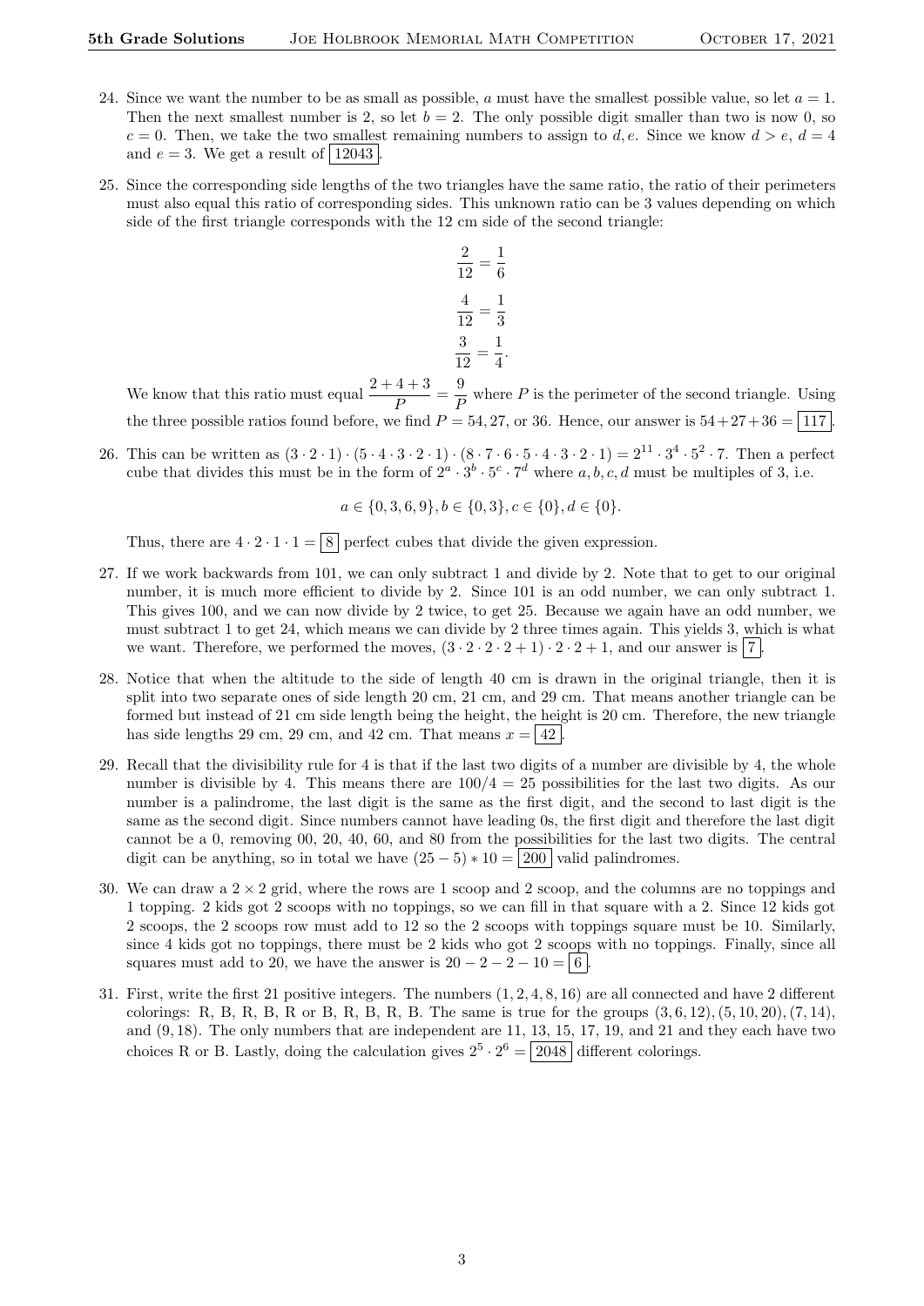24. Since we want the number to be as small as possible, $a$ must have the smallest possible value, so let $a = 1$. Then the next smallest number is 2, so let $b = 2$. The only possible digit smaller than two is now 0, so $c = 0$. Then, we take the two smallest remaining numbers to assign to $d, e$. Since we know $d > e$, $d = 4$ and $e = 3$. We get a result of $\boxed{12043}$.

25. Since the corresponding side lengths of the two triangles have the same ratio, the ratio of their perimeters must also equal this ratio of corresponding sides. This unknown ratio can be 3 values depending on which side of the first triangle corresponds with the 12 cm side of the second triangle:

$$\frac{2}{12} = \frac{1}{6}$$

$$\frac{4}{12} = \frac{1}{3}$$

$$\frac{3}{12} = \frac{1}{4}.$$

We know that this ratio must equal $\dfrac{2+4+3}{P} = \dfrac{9}{P}$ where $P$ is the perimeter of the second triangle. Using the three possible ratios found before, we find $P = 54, 27,$ or $36$. Hence, our answer is $54+27+36 = \boxed{117}$.

26. This can be written as $(3 \cdot 2 \cdot 1) \cdot (5 \cdot 4 \cdot 3 \cdot 2 \cdot 1) \cdot (8 \cdot 7 \cdot 6 \cdot 5 \cdot 4 \cdot 3 \cdot 2 \cdot 1) = 2^{11} \cdot 3^4 \cdot 5^2 \cdot 7$. Then a perfect cube that divides this must be in the form of $2^a \cdot 3^b \cdot 5^c \cdot 7^d$ where $a, b, c, d$ must be multiples of 3, i.e.

$$a \in \{0, 3, 6, 9\}, b \in \{0, 3\}, c \in \{0\}, d \in \{0\}.$$

Thus, there are $4 \cdot 2 \cdot 1 \cdot 1 = \boxed{8}$ perfect cubes that divide the given expression.

27. If we work backwards from 101, we can only subtract 1 and divide by 2. Note that to get to our original number, it is much more efficient to divide by 2. Since 101 is an odd number, we can only subtract 1. This gives 100, and we can now divide by 2 twice, to get 25. Because we again have an odd number, we must subtract 1 to get 24, which means we can divide by 2 three times again. This yields 3, which is what we want. Therefore, we performed the moves, $(3 \cdot 2 \cdot 2 \cdot 2 + 1) \cdot 2 \cdot 2 + 1$, and our answer is $\boxed{7}$.

28. Notice that when the altitude to the side of length 40 cm is drawn in the original triangle, then it is split into two separate ones of side length 20 cm, 21 cm, and 29 cm. That means another triangle can be formed but instead of 21 cm side length being the height, the height is 20 cm. Therefore, the new triangle has side lengths 29 cm, 29 cm, and 42 cm. That means $x = \boxed{42}$.

29. Recall that the divisibility rule for 4 is that if the last two digits of a number are divisible by 4, the whole number is divisible by 4. This means there are $100/4 = 25$ possibilities for the last two digits. As our number is a palindrome, the last digit is the same as the first digit, and the second to last digit is the same as the second digit. Since numbers cannot have leading 0s, the first digit and therefore the last digit cannot be a 0, removing 00, 20, 40, 60, and 80 from the possibilities for the last two digits. The central digit can be anything, so in total we have $(25 - 5) * 10 = \boxed{200}$ valid palindromes.

30. We can draw a $2 \times 2$ grid, where the rows are 1 scoop and 2 scoop, and the columns are no toppings and 1 topping. 2 kids got 2 scoops with no toppings, so we can fill in that square with a 2. Since 12 kids got 2 scoops, the 2 scoops row must add to 12 so the 2 scoops with toppings square must be 10. Similarly, since 4 kids got no toppings, there must be 2 kids who got 2 scoops with no toppings. Finally, since all squares must add to 20, we have the answer is $20 - 2 - 2 - 10 = \boxed{6}$.

31. First, write the first 21 positive integers. The numbers $(1, 2, 4, 8, 16)$ are all connected and have 2 different colorings: R, B, R, B, R or B, R, B, R, B. The same is true for the groups $(3, 6, 12), (5, 10, 20), (7, 14),$ and $(9, 18)$. The only numbers that are independent are 11, 13, 15, 17, 19, and 21 and they each have two choices R or B. Lastly, doing the calculation gives $2^5 \cdot 2^6 = \boxed{2048}$ different colorings.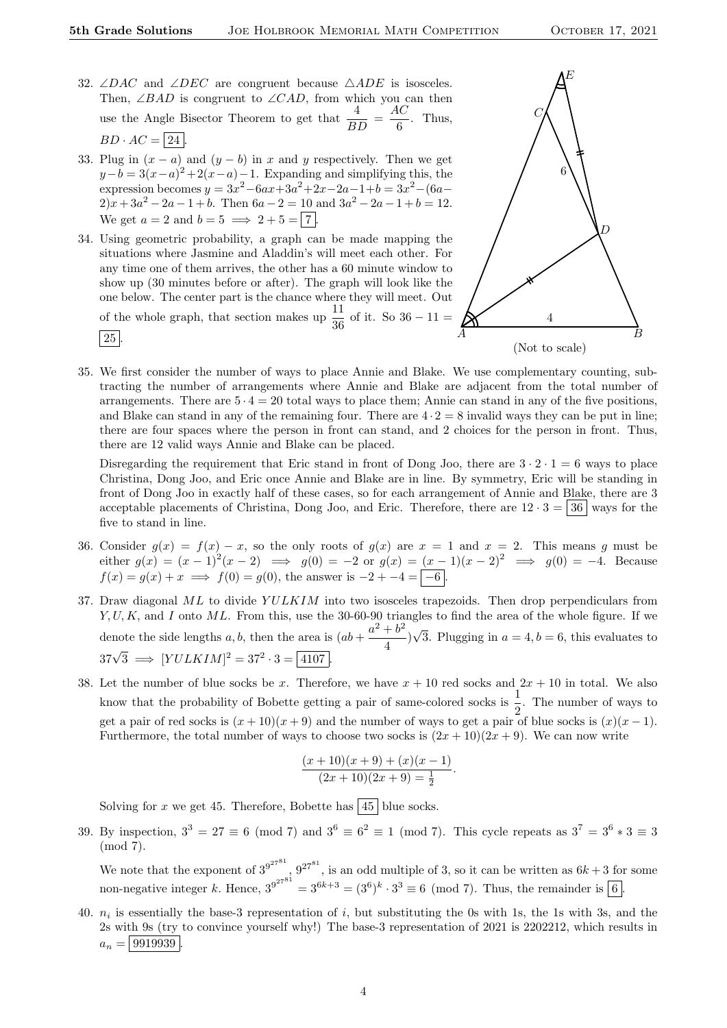32. $\angle DAC$ and $\angle DEC$ are congruent because $\triangle ADE$ is isosceles. Then, $\angle BAD$ is congruent to $\angle CAD$, from which you can then use the Angle Bisector Theorem to get that $\dfrac{4}{BD} = \dfrac{AC}{6}$. Thus, $BD \cdot AC = \boxed{24}$.

E
C
6
D
A
4
B

(Not to scale)

33. Plug in $(x-a)$ and $(y-b)$ in $x$ and $y$ respectively. Then we get $y-b = 3(x-a)^2+2(x-a)-1$. Expanding and simplifying this, the expression becomes $y = 3x^2-6ax+3a^2+2x-2a-1+b = 3x^2-(6a-2)x+3a^2-2a-1+b$. Then $6a-2 = 10$ and $3a^2-2a-1+b = 12$. We get $a = 2$ and $b = 5 \implies 2+5 = \boxed{7}$.

34. Using geometric probability, a graph can be made mapping the situations where Jasmine and Aladdin's will meet each other. For any time one of them arrives, the other has a 60 minute window to show up (30 minutes before or after). The graph will look like the one below. The center part is the chance where they will meet. Out of the whole graph, that section makes up $\dfrac{11}{36}$ of it. So $36 - 11 = \boxed{25}$.

35. We first consider the number of ways to place Annie and Blake. We use complementary counting, subtracting the number of arrangements where Annie and Blake are adjacent from the total number of arrangements. There are $5 \cdot 4 = 20$ total ways to place them; Annie can stand in any of the five positions, and Blake can stand in any of the remaining four. There are $4 \cdot 2 = 8$ invalid ways they can be put in line; there are four spaces where the person in front can stand, and 2 choices for the person in front. Thus, there are 12 valid ways Annie and Blake can be placed.

    Disregarding the requirement that Eric stand in front of Dong Joo, there are $3 \cdot 2 \cdot 1 = 6$ ways to place Christina, Dong Joo, and Eric once Annie and Blake are in line. By symmetry, Eric will be standing in front of Dong Joo in exactly half of these cases, so for each arrangement of Annie and Blake, there are 3 acceptable placements of Christina, Dong Joo, and Eric. Therefore, there are $12 \cdot 3 = \boxed{36}$ ways for the five to stand in line.

36. Consider $g(x) = f(x) - x$, so the only roots of $g(x)$ are $x = 1$ and $x = 2$. This means $g$ must be either $g(x) = (x-1)^2(x-2) \implies g(0) = -2$ or $g(x) = (x-1)(x-2)^2 \implies g(0) = -4$. Because $f(x) = g(x) + x \implies f(0) = g(0)$, the answer is $-2 + -4 = \boxed{-6}$.

37. Draw diagonal $ML$ to divide $YULKIM$ into two isosceles trapezoids. Then drop perpendiculars from $Y, U, K$, and $I$ onto $ML$. From this, use the 30-60-90 triangles to find the area of the whole figure. If we denote the side lengths $a, b$, then the area is $(ab + \dfrac{a^2+b^2}{4})\sqrt{3}$. Plugging in $a = 4, b = 6$, this evaluates to $37\sqrt{3} \implies [YULKIM]^2 = 37^2 \cdot 3 = \boxed{4107}$.

38. Let the number of blue socks be $x$. Therefore, we have $x + 10$ red socks and $2x + 10$ in total. We also know that the probability of Bobette getting a pair of same-colored socks is $\dfrac{1}{2}$. The number of ways to get a pair of red socks is $(x+10)(x+9)$ and the number of ways to get a pair of blue socks is $(x)(x-1)$. Furthermore, the total number of ways to choose two socks is $(2x+10)(2x+9)$. We can now write

$$\frac{(x+10)(x+9)+(x)(x-1)}{(2x+10)(2x+9) = \frac{1}{2}}.$$

    Solving for $x$ we get 45. Therefore, Bobette has $\boxed{45}$ blue socks.

39. By inspection, $3^3 = 27 \equiv 6 \pmod 7$ and $3^6 \equiv 6^2 \equiv 1 \pmod 7$. This cycle repeats as $3^7 = 3^6 * 3 \equiv 3 \pmod 7$.

    We note that the exponent of $3^{9^{27^{81}}}$, $9^{27^{81}}$, is an odd multiple of 3, so it can be written as $6k+3$ for some non-negative integer $k$. Hence, $3^{9^{27^{81}}} = 3^{6k+3} = (3^6)^k \cdot 3^3 \equiv 6 \pmod 7$. Thus, the remainder is $\boxed{6}$.

40. $n_i$ is essentially the base-3 representation of $i$, but substituting the 0s with 1s, the 1s with 3s, and the 2s with 9s (try to convince yourself why!) The base-3 representation of 2021 is 2202212, which results in $a_n = \boxed{9919939}$.